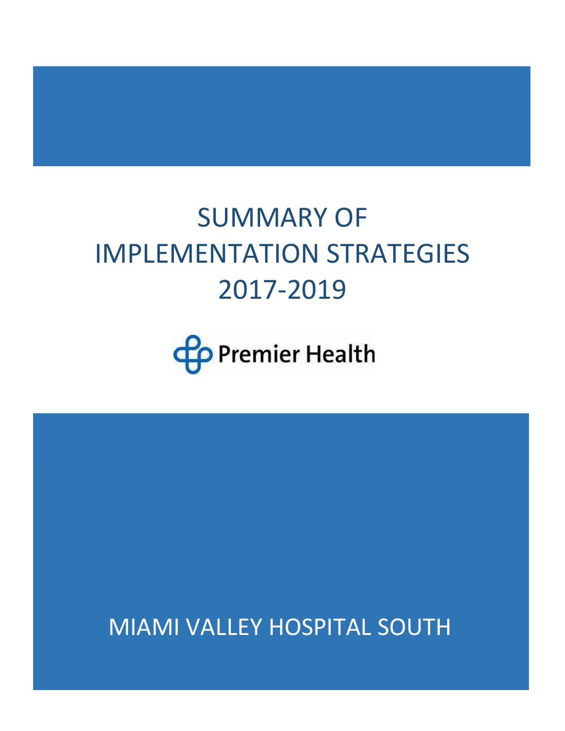# SUMMARY OF IMPLEMENTATION STRATEGIES 2017-2019

Premier Health

MIAMI VALLEY HOSPITAL SOUTH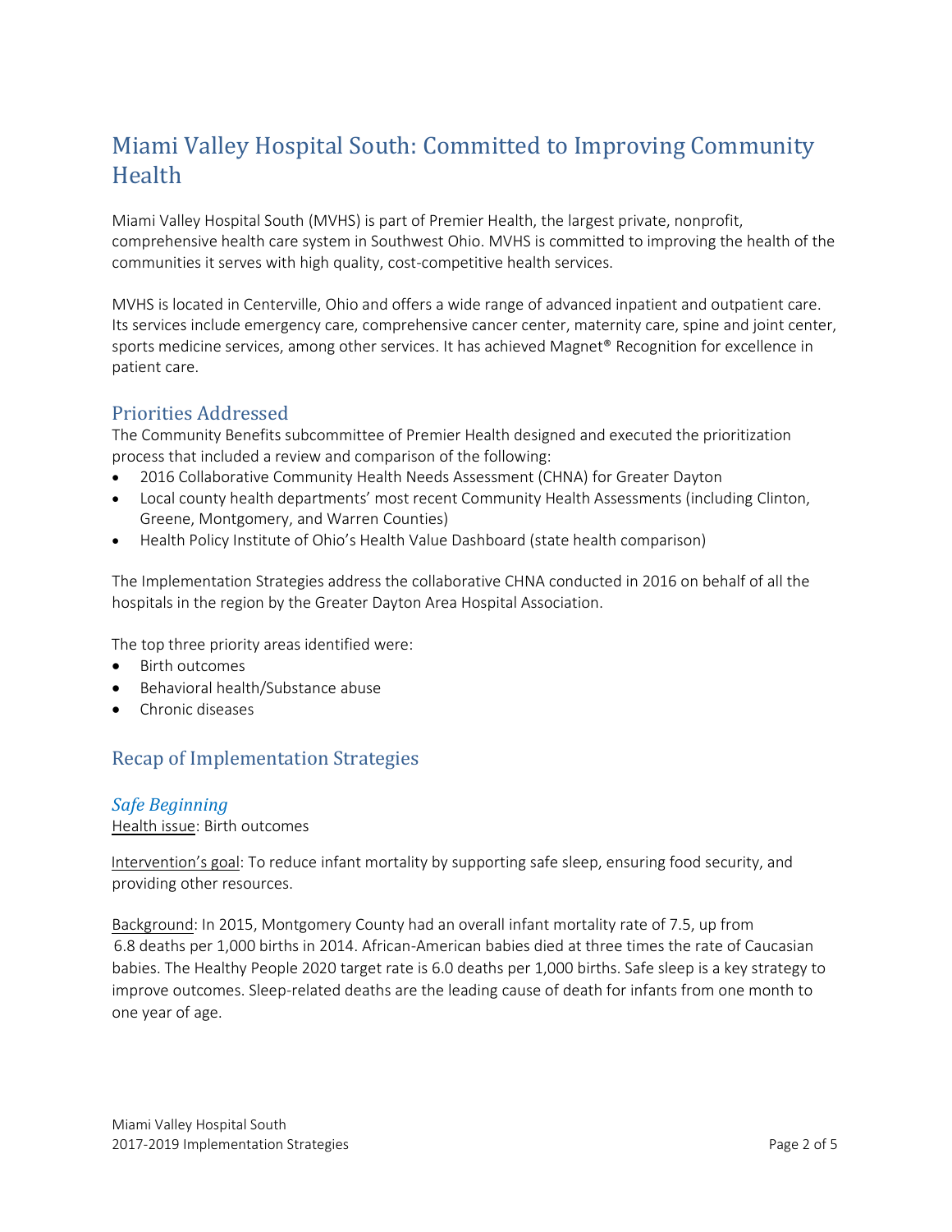# Miami Valley Hospital South: Committed to Improving Community Health

Miami Valley Hospital South (MVHS) is part of Premier Health, the largest private, nonprofit, comprehensive health care system in Southwest Ohio. MVHS is committed to improving the health of the communities it serves with high quality, cost-competitive health services.

MVHS is located in Centerville, Ohio and offers a wide range of advanced inpatient and outpatient care. Its services include emergency care, comprehensive cancer center, maternity care, spine and joint center, sports medicine services, among other services. It has achieved Magnet® Recognition for excellence in patient care.

## Priorities Addressed

The Community Benefits subcommittee of Premier Health designed and executed the prioritization process that included a review and comparison of the following:

- 2016 Collaborative Community Health Needs Assessment (CHNA) for Greater Dayton
- Local county health departments' most recent Community Health Assessments (including Clinton, Greene, Montgomery, and Warren Counties)
- Health Policy Institute of Ohio's Health Value Dashboard (state health comparison)

The Implementation Strategies address the collaborative CHNA conducted in 2016 on behalf of all the hospitals in the region by the Greater Dayton Area Hospital Association.

The top three priority areas identified were:

- Birth outcomes
- Behavioral health/Substance abuse
- Chronic diseases

## Recap of Implementation Strategies

### *Safe Beginning*

Health issue: Birth outcomes

Intervention's goal: To reduce infant mortality by supporting safe sleep, ensuring food security, and providing other resources.

Background: In 2015, Montgomery County had an overall infant mortality rate of 7.5, up from 6.8 deaths per 1,000 births in 2014. African-American babies died at three times the rate of Caucasian babies. The Healthy People 2020 target rate is 6.0 deaths per 1,000 births. Safe sleep is a key strategy to improve outcomes. Sleep-related deaths are the leading cause of death for infants from one month to one year of age.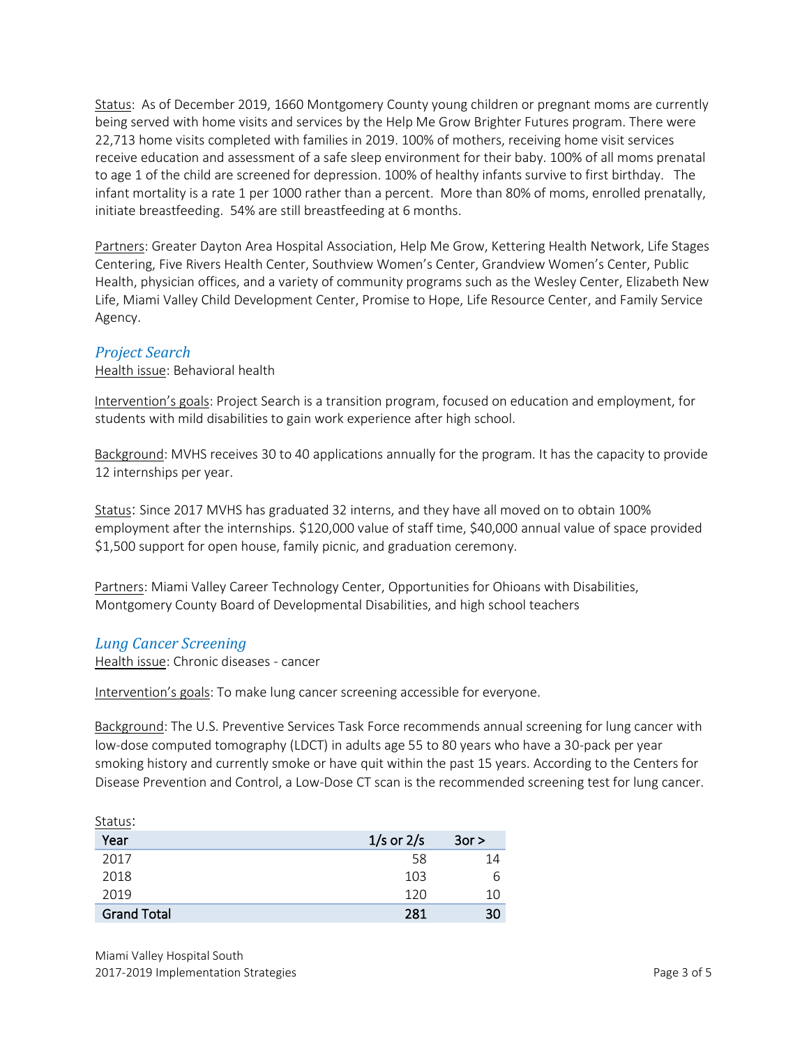Status: As of December 2019, 1660 Montgomery County young children or pregnant moms are currently being served with home visits and services by the Help Me Grow Brighter Futures program. There were 22,713 home visits completed with families in 2019. 100% of mothers, receiving home visit services receive education and assessment of a safe sleep environment for their baby. 100% of all moms prenatal to age 1 of the child are screened for depression. 100% of healthy infants survive to first birthday. The infant mortality is a rate 1 per 1000 rather than a percent. More than 80% of moms, enrolled prenatally, initiate breastfeeding. 54% are still breastfeeding at 6 months.

Partners: Greater Dayton Area Hospital Association, Help Me Grow, Kettering Health Network, Life Stages Centering, Five Rivers Health Center, Southview Women's Center, Grandview Women's Center, Public Health, physician offices, and a variety of community programs such as the Wesley Center, Elizabeth New Life, Miami Valley Child Development Center, Promise to Hope, Life Resource Center, and Family Service Agency.

### *Project Search*

Health issue: Behavioral health

Intervention's goals: Project Search is a transition program, focused on education and employment, for students with mild disabilities to gain work experience after high school.

Background: MVHS receives 30 to 40 applications annually for the program. It has the capacity to provide 12 internships per year.

Status: Since 2017 MVHS has graduated 32 interns, and they have all moved on to obtain 100% employment after the internships. $120,000 value of staff time, $40,000 annual value of space provided $1,500 support for open house, family picnic, and graduation ceremony.

Partners: Miami Valley Career Technology Center, Opportunities for Ohioans with Disabilities, Montgomery County Board of Developmental Disabilities, and high school teachers

### *Lung Cancer Screening*

Health issue: Chronic diseases - cancer

Intervention's goals: To make lung cancer screening accessible for everyone.

Background: The U.S. Preventive Services Task Force recommends annual screening for lung cancer with low-dose computed tomography (LDCT) in adults age 55 to 80 years who have a 30-pack per year smoking history and currently smoke or have quit within the past 15 years. According to the Centers for Disease Prevention and Control, a Low-Dose CT scan is the recommended screening test for lung cancer.

Status:

| Year | 1/s or 2/s | 3or > |
|---|---|---|
| 2017 | 58 | 14 |
| 2018 | 103 | 6 |
| 2019 | 120 | 10 |
| **Grand Total** | **281** | **30** |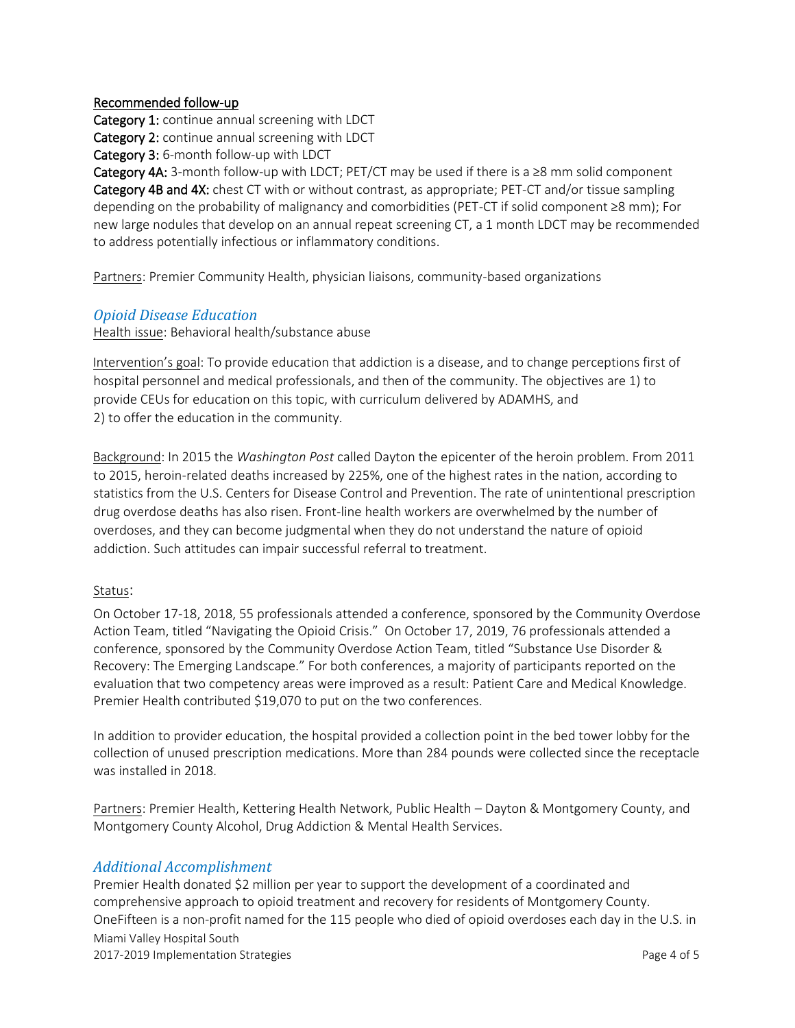Recommended follow-up

**Category 1:** continue annual screening with LDCT

**Category 2:** continue annual screening with LDCT

**Category 3:** 6-month follow-up with LDCT

**Category 4A:** 3-month follow-up with LDCT; PET/CT may be used if there is a ≥8 mm solid component

**Category 4B and 4X:** chest CT with or without contrast, as appropriate; PET-CT and/or tissue sampling depending on the probability of malignancy and comorbidities (PET-CT if solid component ≥8 mm); For new large nodules that develop on an annual repeat screening CT, a 1 month LDCT may be recommended to address potentially infectious or inflammatory conditions.

Partners: Premier Community Health, physician liaisons, community-based organizations

## *Opioid Disease Education*

Health issue: Behavioral health/substance abuse

Intervention's goal: To provide education that addiction is a disease, and to change perceptions first of hospital personnel and medical professionals, and then of the community. The objectives are 1) to provide CEUs for education on this topic, with curriculum delivered by ADAMHS, and 2) to offer the education in the community.

Background: In 2015 the *Washington Post* called Dayton the epicenter of the heroin problem. From 2011 to 2015, heroin-related deaths increased by 225%, one of the highest rates in the nation, according to statistics from the U.S. Centers for Disease Control and Prevention. The rate of unintentional prescription drug overdose deaths has also risen. Front-line health workers are overwhelmed by the number of overdoses, and they can become judgmental when they do not understand the nature of opioid addiction. Such attitudes can impair successful referral to treatment.

Status:

On October 17-18, 2018, 55 professionals attended a conference, sponsored by the Community Overdose Action Team, titled "Navigating the Opioid Crisis." On October 17, 2019, 76 professionals attended a conference, sponsored by the Community Overdose Action Team, titled "Substance Use Disorder & Recovery: The Emerging Landscape." For both conferences, a majority of participants reported on the evaluation that two competency areas were improved as a result: Patient Care and Medical Knowledge. Premier Health contributed $19,070 to put on the two conferences.

In addition to provider education, the hospital provided a collection point in the bed tower lobby for the collection of unused prescription medications. More than 284 pounds were collected since the receptacle was installed in 2018.

Partners: Premier Health, Kettering Health Network, Public Health – Dayton & Montgomery County, and Montgomery County Alcohol, Drug Addiction & Mental Health Services.

## *Additional Accomplishment*

Premier Health donated $2 million per year to support the development of a coordinated and comprehensive approach to opioid treatment and recovery for residents of Montgomery County. OneFifteen is a non-profit named for the 115 people who died of opioid overdoses each day in the U.S. in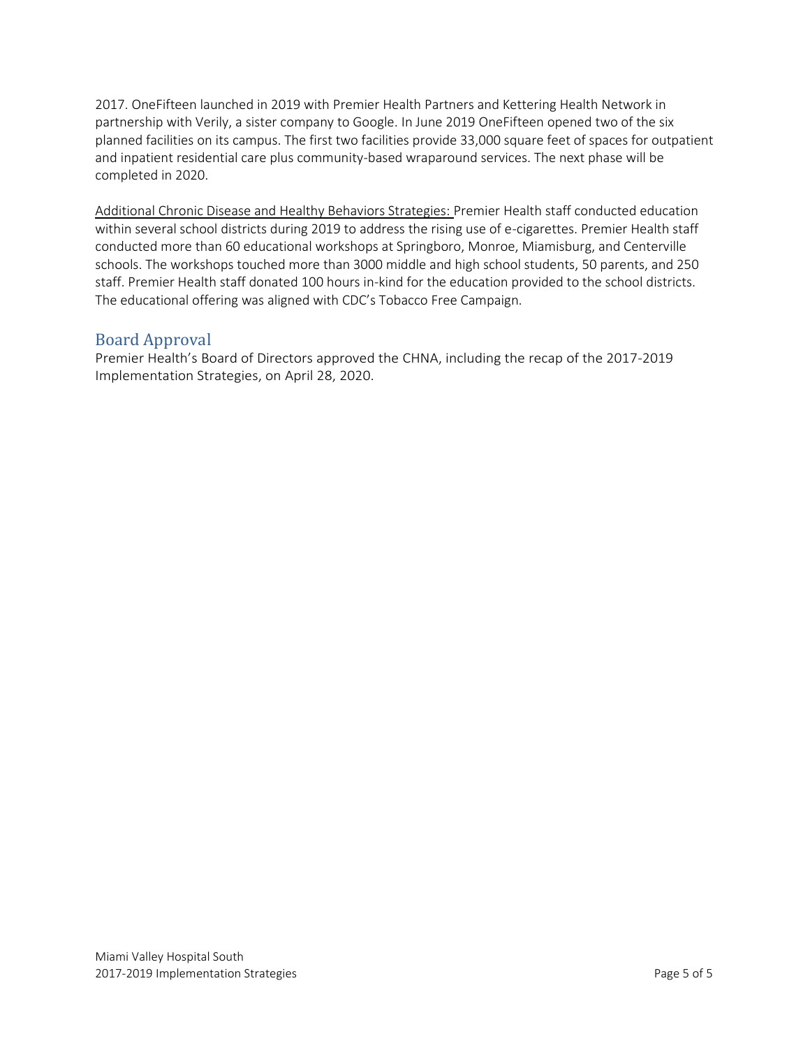2017. OneFifteen launched in 2019 with Premier Health Partners and Kettering Health Network in partnership with Verily, a sister company to Google. In June 2019 OneFifteen opened two of the six planned facilities on its campus. The first two facilities provide 33,000 square feet of spaces for outpatient and inpatient residential care plus community-based wraparound services. The next phase will be completed in 2020.

Additional Chronic Disease and Healthy Behaviors Strategies: Premier Health staff conducted education within several school districts during 2019 to address the rising use of e-cigarettes. Premier Health staff conducted more than 60 educational workshops at Springboro, Monroe, Miamisburg, and Centerville schools. The workshops touched more than 3000 middle and high school students, 50 parents, and 250 staff. Premier Health staff donated 100 hours in-kind for the education provided to the school districts. The educational offering was aligned with CDC's Tobacco Free Campaign.

## Board Approval

Premier Health's Board of Directors approved the CHNA, including the recap of the 2017-2019 Implementation Strategies, on April 28, 2020.